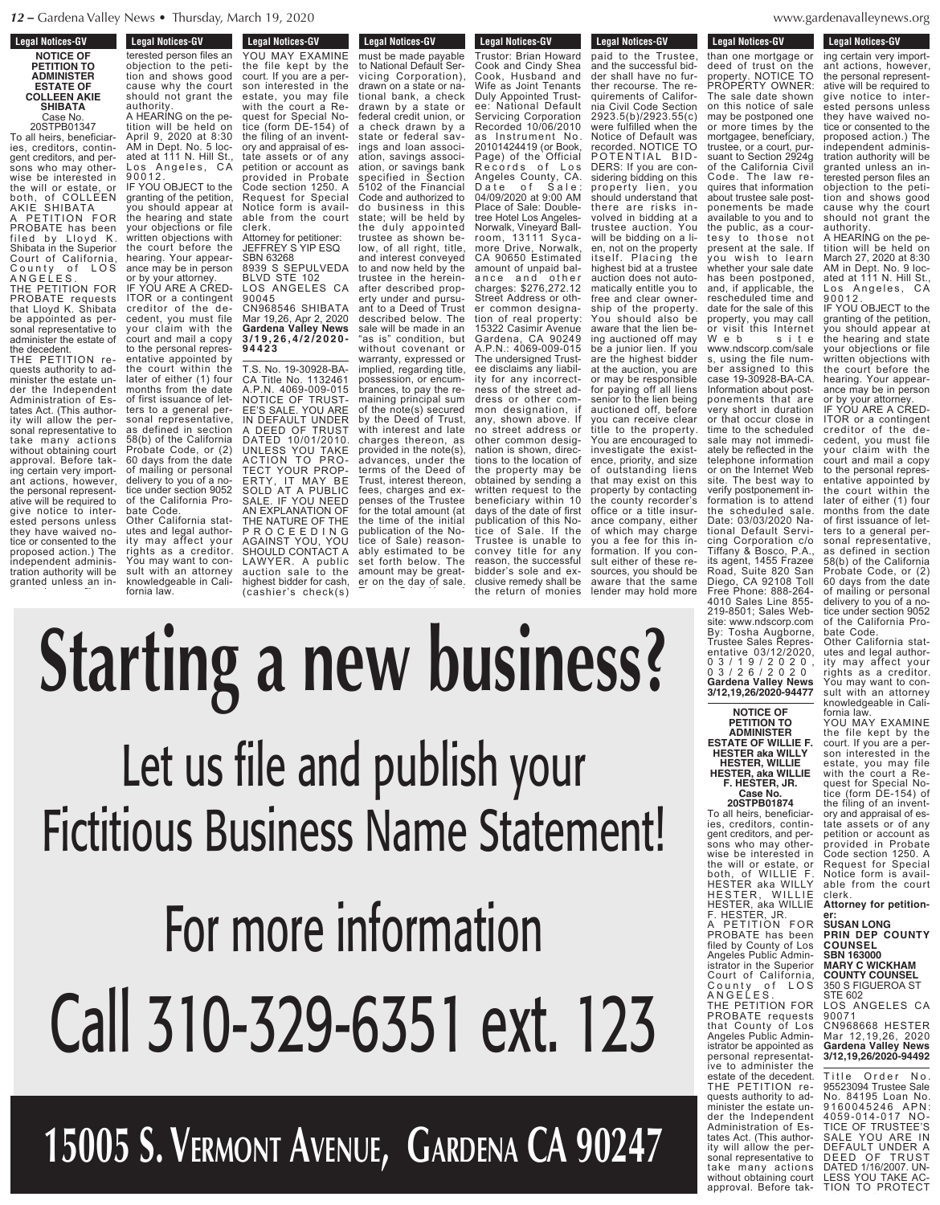**NOTICE OF PETITION TO ADMINISTER ESTATE OF COLLEEN AKIE SHIBATA**
Case No. 20STPB01347

To all heirs, beneficiaries, creditors, contingent creditors, and persons who may otherwise be interested in the will or estate, or both, of COLLEEN AKIE SHIBATA

A PETITION FOR PROBATE has been filed by Lloyd K. Shibata in the Superior Court of California, County of LOS ANGELES.

THE PETITION FOR PROBATE requests that Lloyd K. Shibata be appointed as personal representative to administer the estate of the decedent.

THE PETITION requests authority to administer the estate under the Independent Administration of Estates Act. (This authority will allow the personal representative to take many actions without obtaining court approval. Before taking certain very important actions, however, the personal representative will be required to give notice to interested persons unless they have waived notice or consented to the proposed action.) The independent administration authority will be granted unless an interested person files an objection to the petition and shows good cause why the court should not grant the authority.

A HEARING on the petition will be held on April 9, 2020 at 8:30 AM in Dept. No. 5 located at 111 N. Hill St., Los Angeles, CA 90012.

IF YOU OBJECT to the granting of the petition, you should appear at the hearing and state your objections or file written objections with the court before the hearing. Your appearance may be in person or by your attorney.

IF YOU ARE A CREDITOR or a contingent creditor of the decedent, you must file your claim with the court and mail a copy to the personal representative appointed by the court within the later of either (1) four months from the date of first issuance of letters to a general personal representative, as defined in section 58(b) of the California Probate Code, or (2) 60 days from the date of mailing or personal delivery to you of a notice under section 9052 of the California Probate Code.

Other California statutes and legal authority may affect your rights as a creditor. You may want to consult with an attorney knowledgeable in California law.

YOU MAY EXAMINE the file kept by the court. If you are a person interested in the estate, you may file with the court a Request for Special Notice (form DE-154) of the filing of an inventory and appraisal of estate assets or of any petition or account as provided in Probate Code section 1250. A Request for Special Notice form is available from the court clerk.

Attorney for petitioner:
JEFFREY S YIP ESQ
SBN 63268
8939 S SEPULVEDA BLVD STE 102
LOS ANGELES CA 90045
CN968546 SHIBATA Mar 19,26, Apr 2, 2020
**Gardena Valley News 3/19,26,4/2/2020-94423**

---

T.S. No. 19-30928-BA-CA Title No. 1132461 A.P.N. 4069-009-015 NOTICE OF TRUSTEE'S SALE. YOU ARE IN DEFAULT UNDER A DEED OF TRUST DATED 10/01/2010. UNLESS YOU TAKE ACTION TO PROTECT YOUR PROPERTY, IT MAY BE SOLD AT A PUBLIC SALE. IF YOU NEED AN EXPLANATION OF THE NATURE OF THE PROCEEDING AGAINST YOU, YOU SHOULD CONTACT A LAWYER. A public auction sale to the highest bidder for cash, (cashier's check(s) must be made payable to National Default Servicing Corporation), drawn on a state or national bank, a check drawn by a state or federal credit union, or a check drawn by a state or federal savings and loan association, savings association, or savings bank specified in Section 5102 of the Financial Code and authorized to do business in this state; will be held by the duly appointed trustee as shown below, of all right, title, and interest conveyed to and now held by the trustee in the hereinafter described property under and pursuant to a Deed of Trust described below. The sale will be made in an "as is" condition, but without covenant or warranty, expressed or implied, regarding title, possession, or encumbrances, to pay the remaining principal sum of the note(s) secured by the Deed of Trust, with interest and late charges thereon, as provided in the note(s), advances, under the terms of the Deed of Trust, interest thereon, fees, charges and expenses of the Trustee for the total amount (at the time of the initial publication of the Notice of Sale) reasonably estimated to be set forth below. The amount may be greater on the day of sale. Trustor: Brian Howard Cook and Cindy Shea Cook, Husband and Wife as Joint Tenants Duly Appointed Trustee: National Default Servicing Corporation Recorded 10/06/2010 as Instrument No. 20101424419 (or Book, Page) of the Official Records of Los Angeles County, CA. Date of Sale: 04/09/2020 at 9:00 AM Place of Sale: Doubletree Hotel Los Angeles-Norwalk, Vineyard Ballroom, 13111 Sycamore Drive, Norwalk, CA 90650 Estimated amount of unpaid balance and other charges: $276,272.12 Street Address or other common designation of real property: 15322 Casimir Avenue Gardena, CA 90249 A.P.N.: 4069-009-015 The undersigned Trustee disclaims any liability for any incorrectness of the street address or other common designation, if any, shown above. If no street address or other common designation is shown, directions to the location of the property may be obtained by sending a written request to the beneficiary within 10 days of the date of first publication of this Notice of Sale. If the Trustee is unable to convey title for any reason, the successful bidder's sole and exclusive remedy shall be the return of monies paid to the Trustee, and the successful bidder shall have no further recourse. The requirements of California Civil Code Section 2923.5(b)/2923.55(c) were fulfilled when the Notice of Default was recorded. NOTICE TO POTENTIAL BIDDERS: If you are considering bidding on this property lien, you should understand that there are risks involved in bidding at a trustee auction. You will be bidding on a lien, not on the property itself. Placing the highest bid at a trustee auction does not automatically entitle you to free and clear ownership of the property. You should also be aware that the lien being auctioned off may be a junior lien. If you are the highest bidder at the auction, you are or may be responsible for paying off all liens senior to the lien being auctioned off, before you can receive clear title to the property. You are encouraged to investigate the existence, priority, and size of outstanding liens that may exist on this property by contacting the county recorder's office or a title insurance company, either of which may charge you a fee for this information. If you consult either of these resources, you should be aware that the same lender may hold more than one mortgage or deed of trust on the property. NOTICE TO PROPERTY OWNER: The sale date shown on this notice of sale may be postponed one or more times by the mortgagee, beneficiary, trustee, or a court, pursuant to Section 2924g of the California Civil Code. The law requires that information about trustee sale postponements be made available to you and to the public, as a courtesy to those not present at the sale. If you wish to learn whether your sale date has been postponed, and, if applicable, the rescheduled time and date for the sale of this property, you may call or visit this Internet Web site www.ndscorp.com/sales, using the file number assigned to this case 19-30928-BA-CA. Information about postponements that are very short in duration or that occur close in time to the scheduled sale may not immediately be reflected in the telephone information or on the Internet Web site. The best way to verify postponement information is to attend the scheduled sale. Date: 03/03/2020 National Default Servicing Corporation c/o Tiffany & Bosco, P.A., its agent, 1455 Frazee Road, Suite 820 San Diego, CA 92108 Toll Free Phone: 888-264-4010 Sales Line 855-219-8501; Sales Website: www.ndscorp.com By: Tosha Augborne, Trustee Sales Representative 03/12/2020, 03/19/2020, 03/26/2020
**Gardena Valley News 3/12,19,26/2020-94477**

---

# Starting a new business?

## Let us file and publish your Fictitious Business Name Statement!

## For more information

# Call 310-329-6351 ext. 123

## 15005 S. Vermont Avenue, Gardena CA 90247

---

**NOTICE OF PETITION TO ADMINISTER ESTATE OF WILLIE F. HESTER aka WILLY HESTER, WILLIE HESTER, aka WILLIE F. HESTER, JR.**
**Case No. 20STPB01874**

To all heirs, beneficiaries, creditors, contingent creditors, and persons who may otherwise be interested in the will or estate, or both, of WILLIE F. HESTER aka WILLY HESTER, WILLIE HESTER, aka WILLIE F. HESTER, JR.

A PETITION FOR PROBATE has been filed by County of Los Angeles Public Administrator in the Superior Court of California, County of LOS ANGELES.

THE PETITION FOR PROBATE requests that County of Los Angeles Public Administrator be appointed as personal representative to administer the estate of the decedent.

THE PETITION requests authority to administer the estate under the Independent Administration of Estates Act. (This authority will allow the personal representative to take many actions without obtaining court approval. Before taking certain very important actions, however, the personal representative will be required to give notice to interested persons unless they have waived notice or consented to the proposed action.) The independent administration authority will be granted unless an interested person files an objection to the petition and shows good cause why the court should not grant the authority.

A HEARING on the petition will be held on March 27, 2020 at 8:30 AM in Dept. No. 9 located at 111 N. Hill St., Los Angeles, CA 90012.

IF YOU OBJECT to the granting of the petition, you should appear at the hearing and state your objections or file written objections with the court before the hearing. Your appearance may be in person or by your attorney.

IF YOU ARE A CREDITOR or a contingent creditor of the decedent, you must file your claim with the court and mail a copy to the personal representative appointed by the court within the later of either (1) four months from the date of first issuance of letters to a general personal representative, as defined in section 58(b) of the California Probate Code, or (2) 60 days from the date of mailing or personal delivery to you of a notice under section 9052 of the California Probate Code.

Other California statutes and legal authority may affect your rights as a creditor. You may want to consult with an attorney knowledgeable in California law.

YOU MAY EXAMINE the file kept by the court. If you are a person interested in the estate, you may file with the court a Request for Special Notice (form DE-154) of the filing of an inventory and appraisal of estate assets or of any petition or account as provided in Probate Code section 1250. A Request for Special Notice form is available from the court clerk.

**Attorney for petitioner:**
**SUSAN LONG**
**PRIN DEP COUNTY COUNSEL**
**SBN 163000**
**MARY C WICKHAM**
**COUNTY COUNSEL**
350 S FIGUEROA ST STE 602
LOS ANGELES CA 90071
CN968668 HESTER Mar 12,19,26, 2020
**Gardena Valley News 3/12,19,26/2020-94492**

---

Title Order No. 95523094 Trustee Sale No. 84195 Loan No. 9160045246 APN: 4059-014-017 NOTICE OF TRUSTEE'S SALE YOU ARE IN DEFAULT UNDER A DEED OF TRUST DATED 1/16/2007. UNLESS YOU TAKE ACTION TO PROTECT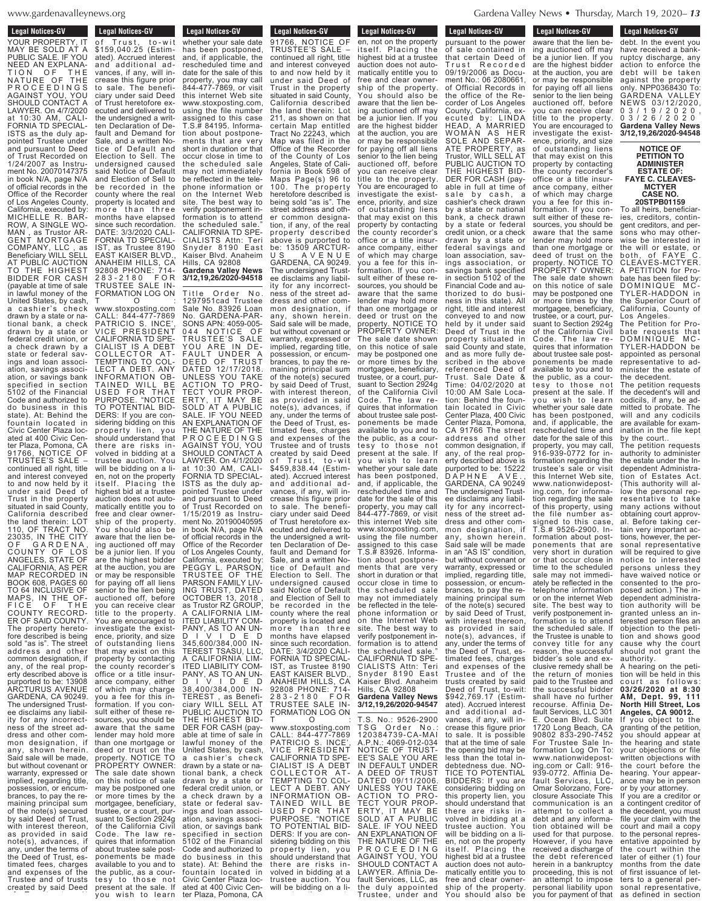**Legal Notices-GV**

YOUR PROPERTY, IT MAY BE SOLD AT A PUBLIC SALE. IF YOU NEED AN EXPLANATION OF THE NATURE OF THE PROCEEDINGS AGAINST YOU, YOU SHOULD CONTACT A LAWYER. On 4/7/2020 at 10:30 AM, CALIFORNIA TD SPECIALISTS as the duly appointed Trustee under and pursuant to Deed of Trust Recorded on 1/24/2007 as Instrument No. 20070147375 in book N/A, page N/A of official records in the Office of the Recorder of Los Angeles County, California, executed by: MICHELLE R. BARROW, A SINGLE WOMAN , as Trustor ARGENT MORTGAGE COMPANY, LLC , as Beneficiary WILL SELL AT PUBLIC AUCTION TO THE HIGHEST BIDDER FOR CASH (payable at time of sale in lawful money of the United States, by cash, a cashier's check drawn by a state or national bank, a check drawn by a state or federal credit union, or a check drawn by a state or federal savings and loan association, savings association, or savings bank specified in section 5102 of the Financial Code and authorized to do business in this state). At: Behind the fountain located in Civic Center Plaza located at 400 Civic Center Plaza, Pomona, CA 91766, NOTICE OF TRUSTEE'S SALE – continued all right, title and interest conveyed to and now held by it under said Deed of Trust in the property situated in said County, California described the land therein: LOT 110, OF TRACT NO. 23035, IN THE CITY OF GARDENA, COUNTY OF LOS ANGELES, STATE OF CALIFORNIA, AS PER MAP RECORDED IN BOOK 608, PAGES 60 TO 64 INCLUSIVE OF MAPS, IN THE OFFICE OF THE COUNTY RECORDER OF SAID COUNTY. The property heretofore described is being sold "as is". The street address and other common designation, if any, of the real property described above is purported to be: 13908 ARCTURUS AVENUE GARDENA, CA 90249. The undersigned Trustee disclaims any liability for any incorrectness of the street address and other common designation, if any, shown herein. Said sale will be made, but without covenant or warranty, expressed or implied, regarding title, possession, or encumbrances, to pay the remaining principal sum of the note(s) secured by said Deed of Trust, with interest thereon, as provided in said note(s), advances, if any, under the terms of the Deed of Trust, estimated fees, charges and expenses of the Trustee and of trusts created by said Deed of Trust, to-wit $159,040.25 (Estimated). Accrued interest and additional advances, if any, will increase this figure prior to sale. The beneficiary under said Deed of Trust heretofore executed and delivered to the undersigned a written Declaration of Default and Demand for Sale, and a written Notice of Default and Election to Sell. The undersigned caused said Notice of Default and Election of Sell to be recorded in the county where the real property is located and more than three months have elapsed since such recordation. DATE: 3/3/2020 CALIFORNIA TD SPECIALIST, as Trustee 8190 EAST KAISER BLVD., ANAHEIM HILLS, CA 92808 PHONE: 714-283-2180 FOR TRUSTEE SALE INFORMATION LOG ON TO: www.stoxposting.com CALL: 844-477-7869 PATRICIO S. INCE', VICE PRESIDENT CALIFORNIA TD SPECIALIST IS A DEBT COLLECTOR ATTEMPTING TO COLLECT A DEBT. ANY INFORMATION OBTAINED WILL BE USED FOR THAT PURPOSE. "NOTICE TO POTENTIAL BIDDERS: If you are considering bidding on this property lien, you should understand that there are risks involved in bidding at a trustee auction. You will be bidding on a lien, not on the property itself. Placing the highest bid at a trustee auction does not automatically entitle you to free and clear ownership of the property. You should also be aware that the lien being auctioned off may be a junior lien. If you are the highest bidder at the auction, you are or may be responsible for paying off all liens senior to the lien being auctioned off, before you can receive clear title to the property. You are encouraged to investigate the existence, priority, and size of outstanding liens that may exist on this property by contacting the county recorder's office or a title insurance company, either of which may charge you a fee for this information. If you consult either of these resources, you should be aware that the same lender may hold more than one mortgage or deed or trust on the property. NOTICE TO PROPERTY OWNER: The sale date shown on this notice of sale may be postponed one or more times by the mortgagee, beneficiary, trustee, or a court, pursuant to Section 2924g of the California Civil Code. The law requires that information about trustee sale postponements be made available to you and to the public, as a courtesy to those not present at the sale. If you wish to learn whether your sale date has been postponed, and, if applicable, the rescheduled time and date for the sale of this property, you may call 844-477-7869, or visit this internet Web site www.stoxposting.com, using the file number assigned to this case T.S.# 84195. Information about postponements that are very short in duration or that occur close in time to the scheduled sale may not immediately be reflected in the telephone information or on the Internet Web site. The best way to verify postponement information is to attend the scheduled sale." CALIFORNIA TD SPECIALISTS Attn: Teri Snyder 8190 East Kaiser Blvd. Anaheim Hills, CA 92808

**Gardena Valley News 3/12,19,26/2020-94518**

Title Order No. 1297951cad Trustee Sale No. 83926 Loan No. GARDENA-PARSONS APN: 4059-005-044 NOTICE OF TRUSTEE'S SALE YOU ARE IN DEFAULT UNDER A DEED OF TRUST DATED 12/17/2018. UNLESS YOU TAKE ACTION TO PROTECT YOUR PROPERTY, IT MAY BE SOLD AT A PUBLIC SALE. IF YOU NEED AN EXPLANATION OF THE NATURE OF THE PROCEEDINGS AGAINST YOU, YOU SHOULD CONTACT A LAWYER. On 4/1/2020 at 10:30 AM, CALIFORNIA TD SPECIALISTS as the duly appointed Trustee under and pursuant to Deed of Trust Recorded on 1/15/2019 as Instrument No. 20190040595 in book N/A, page N/A of official records in the Office of the Recorder of Los Angeles County, California, executed by: PEGGY L. PARSON, TRUSTEE OF THE PARSON FAMILY LIVING TRUST, DATED OCTOBER 13, 2018 , as Trustor RZ GROUP, A CALIFORNIA LIMITED LIABILITY COMPANY, AS TO AN UNDIVIDED 345,600/384,000 INTEREST TSASU, LLC, A CALIFORNIA LIMITED LIABILITY COMPANY, AS TO AN UNDIVIDED 38,400/384,000 INTEREST , as Beneficiary WILL SELL AT PUBLIC AUCTION TO THE HIGHEST BIDDER FOR CASH (payable at time of sale in lawful money of the United States, by cash, a cashier's check drawn by a state or national bank, a check drawn by a state or federal credit union, or a check drawn by a state or federal savings and loan association, savings association, or savings bank specified in section 5102 of the Financial Code and authorized to do business in this state). At: Behind the fountain located in Civic Center Plaza located at 400 Civic Center Plaza, Pomona, CA 91766, NOTICE OF TRUSTEE'S SALE – continued all right, title and interest conveyed to and now held by it under said Deed of Trust in the property situated in said County, California described the land therein: Lot 211, as shown on that certain Map entitled Tract No 22243, which Map was filed in the Office of the Recorder of the County of Los Angeles, State of California in Book 598 of Maps Page(s) 96 to 100. The property heretofore described is being sold "as is". The street address and other common designation, if any, of the real property described above is purported to be: 13509 ARCTURUS AVENUE GARDENA, CA 90249. The undersigned Trustee disclaims any liability for any incorrectness of the street address and other common designation, if any, shown herein. Said sale will be made, but without covenant or warranty, expressed or implied, regarding title, possession, or encumbrances, to pay the remaining principal sum of the note(s) secured by said Deed of Trust, with interest thereon, as provided in said note(s), advances, if any, under the terms of the Deed of Trust, estimated fees, charges and expenses of the Trustee and of trusts created by said Deed of Trust, to-wit $459,838.44 (Estimated). Accrued interest and additional advances, if any, will increase this figure prior to sale. The beneficiary under said Deed of Trust heretofore executed and delivered to the undersigned a written Declaration of Default and Demand for Sale, and a written Notice of Default and Election to Sell. The undersigned caused said Notice of Default and Election of Sell to be recorded in the county where the real property is located and more than three months have elapsed since such recordation. DATE: 3/4/2020 CALIFORNIA TD SPECIALIST, as Trustee 8190 EAST KAISER BLVD., ANAHEIM HILLS, CA 92808 PHONE: 714-283-2180 FOR TRUSTEE SALE INFORMATION LOG ON TO: www.stoxposting.com CALL: 844-477-7869 PATRICIO S. INCE', VICE PRESIDENT CALIFORNIA TD SPECIALIST IS A DEBT COLLECTOR ATTEMPTING TO COLLECT A DEBT. ANY INFORMATION OBTAINED WILL BE USED FOR THAT PURPOSE. "NOTICE TO POTENTIAL BIDDERS: If you are considering bidding on this property lien, you should understand that there are risks involved in bidding at a trustee auction. You will be bidding on a lien, not on the property itself. Placing the highest bid at a trustee auction does not automatically entitle you to free and clear ownership of the property. You should also be aware that the lien being auctioned off may be a junior lien. If you are the highest bidder at the auction, you are or may be responsible for paying off all liens senior to the lien being auctioned off, before you can receive clear title to the property. You are encouraged to investigate the existence, priority, and size of outstanding liens that may exist on this property by contacting the county recorder's office or a title insurance company, either of which may charge you a fee for this information. If you consult either of these resources, you should be aware that the same lender may hold more than one mortgage or deed or trust on the property. NOTICE TO PROPERTY OWNER: The sale date shown on this notice of sale may be postponed one or more times by the mortgagee, beneficiary, trustee, or a court, pursuant to Section 2924g of the California Civil Code. The law requires that information about trustee sale postponements be made available to you and to the public, as a courtesy to those not present at the sale. If you wish to learn whether your sale date has been postponed, and, if applicable, the rescheduled time and date for the sale of this property, you may call 844-477-7869, or visit this internet Web site www.stoxposting.com, using the file number assigned to this case T.S.# 83926. Information about postponements that are very short in duration or that occur close in time to the scheduled sale may not immediately be reflected in the telephone information or on the Internet Web site. The best way to verify postponement information is to attend the scheduled sale." CALIFORNIA TD SPECIALISTS Attn: Teri Snyder 8190 East Kaiser Blvd. Anaheim Hills, CA 92808

**Gardena Valley News 3/12,19,26/2020-94547**

T.S. No.: 9526-2900 TSG Order No.: 120384739-CA-MAI A.P.N.: 4069-012-034 NOTICE OF TRUSTEE'S SALE YOU ARE IN DEFAULT UNDER A DEED OF TRUST DATED 09/11/2006. UNLESS YOU TAKE ACTION TO PROTECT YOUR PROPERTY, IT MAY BE SOLD AT A PUBLIC SALE. IF YOU NEED AN EXPLANATION OF THE NATURE OF THE PROCEEDING AGAINST YOU, YOU SHOULD CONTACT A LAWYER. Affinia Default Services, LLC, as the duly appointed Trustee, under and pursuant to the power of sale contained in that certain Deed of Trust Recorded 09/19/2006 as Document No.: 06 2080661, of Official Records in the office of the Recorder of Los Angeles County, California, executed by: LINDA HEAD, A MARRIED WOMAN AS HER SOLE AND SEPARATE PROPERTY, as Trustor, WILL SELL AT PUBLIC AUCTION TO THE HIGHEST BIDDER FOR CASH (payable in full at time of sale by cash, a cashier's check drawn by a state or national bank, a check drawn by a state or federal credit union, or a check drawn by a state or federal savings and loan association, savings association, or savings bank specified in section 5102 of the Financial Code and authorized to do business in this state). All right, title and interest conveyed to and now held by it under said Deed of Trust in the property situated in said County and state, and as more fully described in the above referenced Deed of Trust. Sale Date & Time: 04/02/2020 at 10:00 AM Sale Location: Behind the fountain located in Civic Center Plaza, 400 Civic Center Plaza, Pomona, CA 91766 The street address and other common designation, if any, of the real property described above is purported to be: 15222 DAPHNE AVE., GARDENA, CA 90249 The undersigned Trustee disclaims any liability for any incorrectness of the street address and other common designation, if any, shown herein. Said sale will be made in an "AS IS" condition, but without covenant or warranty, express or implied, regarding title, possession, or encumbrances, to pay the remaining principal sum of the note(s) secured by said Deed of Trust, with interest thereon, as provided in said note(s), advances, if any, under the terms of the Deed of Trust, estimated fees, charges and expenses of the Trustee and of the trusts created by said Deed of Trust, to-wit: $942,769.17 (Estimated). Accrued interest and additional advances, if any, will increase this figure prior to sale. It is possible that at the time of sale the opening bid may be less than the total indebtedness due. NOTICE TO POTENTIAL BIDDERS: If you are considering bidding on this property lien, you should understand that there are risks involved in bidding at a trustee auction. You will be bidding on a lien, not on the property itself. Placing the highest bid at a trustee auction does not automatically entitle you to free and clear ownership of the property. You should also be aware that the lien being auctioned off may be a junior lien. If you are the highest bidder at the auction, you are or may be responsible for paying off all liens senior to the lien being auctioned off, before you can receive clear title to the property. You are encouraged to investigate the existence, priority, and size of outstanding liens that may exist on this property by contacting the county recorder's office or a title insurance company, either of which may charge you a fee for this information. If you consult either of these resources, you should be aware that the same lender may hold more than one mortgage or deed of trust on the property. NOTICE TO PROPERTY OWNER: The sale date shown on this notice of sale may be postponed one or more times by the mortgagee, beneficiary, trustee, or a court, pursuant to Section 2924g of the California Civil Code. The law requires that information about trustee sale postponements be made available to you and to the public, as a courtesy to those not present at the sale. If you wish to learn whether your sale date has been postponed, and, if applicable, the rescheduled time and date for the sale of this property, you may call, 916-939-0772 for information regarding the trustee's sale or visit this Internet Web site, www.nationwideposting.com, for information regarding the sale of this property, using the file number assigned to this case, T.S.# 9526-2900. Information about postponements that are very short in duration or that occur close in time to the scheduled sale may not immediately be reflected in the telephone information or on the internet Web site. The best way to verify postponement information is to attend the scheduled sale. If the Trustee is unable to convey title for any reason, the successful bidder's sole and exclusive remedy shall be the return of monies paid to the Trustee and the successful bidder shall have no further recourse. Affinia Default Services, LLC 301 E. Ocean Blvd. Suite 1720 Long Beach, CA 90802 833-290-7452 For Trustee Sale Information Log On To: www.nationwideposting.com or Call: 916-939-0772. Affinia Default Services, LLC, Omar Solorzano, Foreclosure Associate This communication is an attempt to collect a debt and any information obtained will be used for that purpose. However, if you have received a discharge of the debt referenced herein in a bankruptcy proceeding, this is not an attempt to impose personal liability upon you for payment of that debt. In the event you have received a bankruptcy discharge, any action to enforce the debt will be taken against the property only. NPP0368430 To: GARDENA VALLEY NEWS 03/12/2020, 03/19/2020, 03/26/2020

**Gardena Valley News 3/12,19,26/2020-94548**

**NOTICE OF PETITION TO ADMINISTER ESTATE OF: FAYE C. CLEAVES-MCTYER CASE NO. 20STPB01159**

To all heirs, beneficiaries, creditors, contingent creditors, and persons who may otherwise be interested in the will or estate, or both, of FAYE C. CLEAVES-MCTYER.

A PETITION for Probate has been filed by: DOMINIQUE MCTYLER-HADDON in the Superior Court of California, County of Los Angeles.

The Petition for Probate requests that DOMINIQUE MCTYLER-HADDON be appointed as personal representative to administer the estate of the decedent.

The petition requests the decedent's will and codicils, if any, be admitted to probate. The will and any codicils are available for examination in the file kept by the court..

The petition requests authority to administer the estate under the Independent Administration of Estates Act. (This authority will allow the personal representative to take many actions without obtaining court approval. Before taking certain very important actions, however, the personal representative will be required to give notice to interested persons unless they have waived notice or consented to the proposed action.) The independent administration authority will be granted unless an interested person files an objection to the petition and shows good cause why the court should not grant the authority.

A hearing on the petition will be held in this court as follows: **03/26/2020 at 8:30 AM, Dept. 99, 111 North Hill Street, Los Angeles, CA 90012.**

If you object to the granting of the petition, you should appear at the hearing and state your objections or file written objections with the court before the hearing. Your appearance may be in person or by your attorney.

If you are a creditor or a contingent creditor of the decedent, you must file your claim with the court and mail a copy to the personal representative appointed by the court within the later of either (1) four months from the date of first issuance of letters to a general personal representative, as defined in section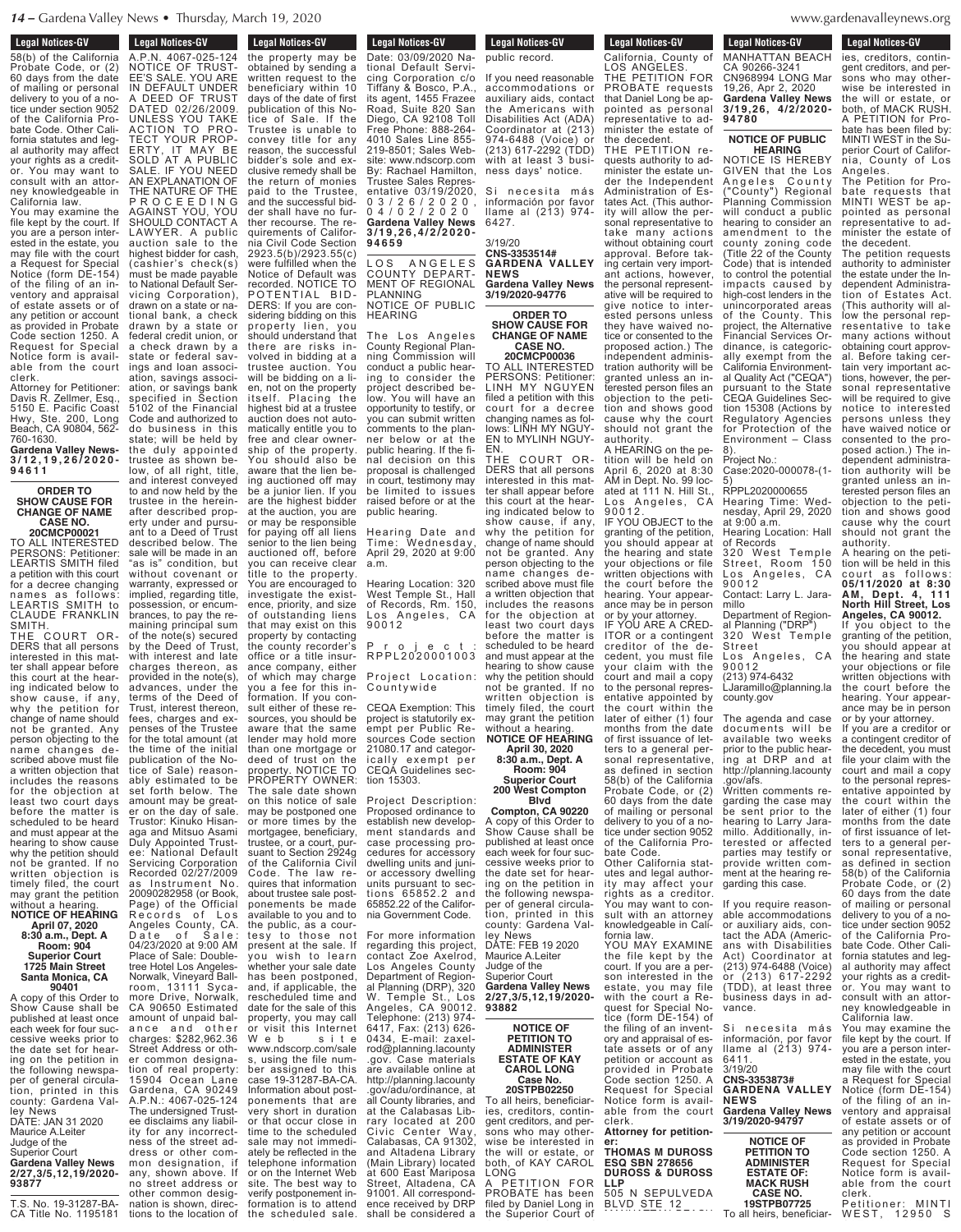**Legal Notices-GV**

58(b) of the California Probate Code, or (2) 60 days from the date of mailing or personal delivery to you of a notice under section 9052 of the California Probate Code. Other California statutes and legal authority may affect your rights as a creditor. You may want to consult with an attorney knowledgeable in California law.

You may examine the file kept by the court. If you are a person interested in the estate, you may file with the court a Request for Special Notice (form DE-154) of the filing of an inventory and appraisal of estate assets or of any petition or account as provided in Probate Code section 1250. A Request for Special Notice form is available from the court clerk.

Attorney for Petitioner: Davis R. Zellmer, Esq., 5150 E. Pacific Coast Hwy, Ste. 200, Long Beach, CA 90804, 562-760-1630.

**Gardena Valley News-3/12,19,26/2020-94611**

**ORDER TO SHOW CAUSE FOR CHANGE OF NAME CASE NO. 20CMCP00021**

TO ALL INTERESTED PERSONS: Petitioner: LEARTIS SMITH filed a petition with this court for a decree changing names as follows: LEARTIS SMITH to CLAUDE FRANKLIN SMITH.

THE COURT ORDERS that all persons interested in this matter shall appear before this court at the hearing indicated below to show cause, if any, why the petition for change of name should not be granted. Any person objecting to the name changes described above must file a written objection that includes the reasons for the objection at least two court days before the matter is scheduled to be heard and must appear at the hearing to show cause why the petition should not be granted. If no written objection is timely filed, the court may grant the petition without a hearing.

**NOTICE OF HEARING**
**April 07, 2020**
**8:30 a.m., Dept. A**
**Room: 904**
**Superior Court**
**1725 Main Street**
**Santa Monica, CA 90401**

A copy of this Order to Show Cause shall be published at least once each week for four successive weeks prior to the date set for hearing on the petition in the following newspaper of general circulation, printed in this county: Gardena Valley News

DATE: JAN 31 2020
Maurice A.Leiter
Judge of the Superior Court

**Gardena Valley News 2/27,3/5,12,19/2020-93877**

T.S. No. 19-31287-BA-CA Title No. 1195181 A.P.N. 4067-025-124 NOTICE OF TRUSTEE'S SALE. YOU ARE IN DEFAULT UNDER A DEED OF TRUST DATED 02/26/2009. UNLESS YOU TAKE ACTION TO PROTECT YOUR PROPERTY, IT MAY BE SOLD AT A PUBLIC SALE. IF YOU NEED AN EXPLANATION OF THE NATURE OF THE PROCEEDING AGAINST YOU, YOU SHOULD CONTACT A LAWYER. A public auction sale to the highest bidder for cash, (cashier's check(s) must be made payable to National Default Servicing Corporation), drawn on a state or national bank, a check drawn by a state or federal credit union, or a check drawn by a state or federal savings and loan association, savings association, or savings bank specified in Section 5102 of the Financial Code and authorized to do business in this state; will be held by the duly appointed trustee as shown below, of all right, title, and interest conveyed to and now held by the trustee in the hereinafter described property under and pursuant to a Deed of Trust described below. The sale will be made in an "as is" condition, but without covenant or warranty, expressed or implied, regarding title, possession, or encumbrances, to pay the remaining principal sum of the note(s) secured by the Deed of Trust, with interest and late charges thereon, as provided in the note(s), advances, under the terms of the Deed of Trust, interest thereon, fees, charges and expenses of the Trustee for the total amount (at the time of the initial publication of the Notice of Sale) reasonably estimated to be set forth below. The amount may be greater on the day of sale. Trustor: Kinuko Hisanaga and Mitsuo Asami Duly Appointed Trustee: National Default Servicing Corporation Recorded 02/27/2009 as Instrument No. 20090282958 (or Book, Page) of the Official Records of Los Angeles County, CA. Date of Sale: 04/23/2020 at 9:00 AM Place of Sale: Doubletree Hotel Los Angeles-Norwalk, Vineyard Ballroom, 13111 Sycamore Drive, Norwalk, CA 90650 Estimated amount of unpaid balance and other charges: $282,962.36 Street Address or other common designation of real property: 15904 Ocean Lane Gardena, CA 90249 A.P.N.: 4067-025-124 The undersigned Trustee disclaims any liability for any incorrectness of the street address or other common designation, if any, shown above. If no street address or other common designation is shown, directions to the location of the property may be obtained by sending a written request to the beneficiary within 10 days of the date of first publication of this Notice of Sale. If the Trustee is unable to convey title for any reason, the successful bidder's sole and exclusive remedy shall be the return of monies paid to the Trustee, and the successful bidder shall have no further recourse. The requirements of California Civil Code Section 2923.5(b)/2923.55(c) were fulfilled when the Notice of Default was recorded. NOTICE TO POTENTIAL BIDDERS: If you are considering bidding on this property lien, you should understand that there are risks involved in bidding at a trustee auction. You will be bidding on a lien, not on the property itself. Placing the highest bid at a trustee auction does not automatically entitle you to free and clear ownership of the property. You should also be aware that the lien being auctioned off may be a junior lien. If you are the highest bidder at the auction, you are or may be responsible for paying off all liens senior to the lien being auctioned off, before you can receive clear title to the property. You are encouraged to investigate the existence, priority, and size of outstanding liens that may exist on this property by contacting the county recorder's office or a title insurance company, either of which may charge you a fee for this information. If you consult either of these resources, you should be aware that the same lender may hold more than one mortgage or deed of trust on the property. NOTICE TO PROPERTY OWNER: The sale date shown on this notice of sale may be postponed one or more times by the mortgagee, beneficiary, trustee, or a court, pursuant to Section 2924g of the California Civil Code. The law requires that information about trustee sale postponements be made available to you and to the public, as a courtesy to those not present at the sale. If you wish to learn whether your sale date has been postponed, and, if applicable, the rescheduled time and date for the sale of this property, you may call or visit this Internet Web site www.ndscorp.com/sale s, using the file number assigned to this case 19-31287-BA-CA. Information about postponements that are very short in duration or that occur close in time to the scheduled sale may not immediately be reflected in the telephone information or on the Internet Web site. The best way to verify postponement information is to attend the scheduled sale. Date: 03/09/2020 National Default Servicing Corporation c/o Tiffany & Bosco, P.A., its agent, 1455 Frazee Road, Suite 820 San Diego, CA 92108 Toll Free Phone: 888-264-4010 Sales Line 855-219-8501; Sales Website: www.ndscorp.com By: Rachael Hamilton, Trustee Sales Representative 03/19/2020, 03/26/2020, 04/02/2020

**Gardena Valley News 3/19,26,4/2/2020-94659**

LOS ANGELES COUNTY DEPARTMENT OF REGIONAL PLANNING NOTICE OF PUBLIC HEARING

The Los Angeles County Regional Planning Commission will conduct a public hearing to consider the project described below. You will have an opportunity to testify, or you can submit written comments to the planner below or at the public hearing. If the final decision on this proposal is challenged in court, testimony may be limited to issues raised before or at the public hearing.

Hearing Date and Time: Wednesday, April 29, 2020 at 9:00 a.m.

Hearing Location: 320 West Temple St., Hall of Records, Rm. 150, Los Angeles, CA 90012

Project: RPPL2020001003

Project Location: Countywide

CEQA Exemption: This project is statutorily exempt per Public Resources Code section 21080.17 and categorically exempt per CEQA Guidelines section 15303.

Project Description: Proposed ordinance to establish new development standards and case processing procedures for accessory dwelling units and junior accessory dwelling units pursuant to sections 65852.2 and 65852.22 of the California Government Code.

For more information regarding this project, contact Zoe Axelrod, Los Angeles County Department of Regional Planning (DRP), 320 W. Temple St., Los Angeles, CA 90012. Telephone: (213) 974-6417, Fax: (213) 626-0434, E-mail: zaxelrod@planning.lacounty.gov. Case materials are available online at http://planning.lacounty.gov/adu/ordinance, at all County libraries, and at the Calabasas Library located at 200 Civic Center Way, Calabasas, CA 91302, and Altadena Library (Main Library) located at 600 East Mariposa Street, Altadena, CA 91001. All correspondence received by DRP shall be considered a public record.

If you need reasonable accommodations or auxiliary aids, contact the Americans with Disabilities Act (ADA) Coordinator at (213) 974-6488 (Voice) or (213) 617-2292 (TDD) with at least 3 business days' notice.

Si necesita más información por favor llame al (213) 974-6427.

3/19/20
**CNS-3353514#**
**GARDENA VALLEY NEWS**
**Gardena Valley News 3/19/2020-94776**

**ORDER TO SHOW CAUSE FOR CHANGE OF NAME CASE NO. 20CMCP00036**

TO ALL INTERESTED PERSONS: Petitioner: LINH MY NGUYEN filed a petition with this court for a decree changing names as follows: LINH MY NGUYEN to MYLINH NGUYEN.

THE COURT ORDERS that all persons interested in this matter shall appear before this court at the hearing indicated below to show cause, if any, why the petition for change of name should not be granted. Any person objecting to the name changes described above must file a written objection that includes the reasons for the objection at least two court days before the matter is scheduled to be heard and must appear at the hearing to show cause why the petition should not be granted. If no written objection is timely filed, the court may grant the petition without a hearing.

**NOTICE OF HEARING**
**April 30, 2020**
**8:30 a.m., Dept. A**
**Room: 904**
**Superior Court**
**200 West Compton Blvd**
**Compton, CA 90220**

A copy of this Order to Show Cause shall be published at least once each week for four successive weeks prior to the date set for hearing on the petition in the following newspaper of general circulation, printed in this county: Gardena Valley News

DATE: FEB 19 2020
Maurice A.Leiter
Judge of the Superior Court

**Gardena Valley News 2/27,3/5,12,19/2020-93882**

**NOTICE OF PETITION TO ADMINISTER ESTATE OF KAY CAROL LONG Case No. 20STPB02250**

To all heirs, beneficiaries, creditors, contingent creditors, and persons who may otherwise be interested in the will or estate, or both, of KAY CAROL LONG

A PETITION FOR PROBATE has been filed by Daniel Long in the Superior Court of California, County of LOS ANGELES.

THE PETITION FOR PROBATE requests that Daniel Long be appointed as personal representative to administer the estate of the decedent.

THE PETITION requests authority to administer the estate under the Independent Administration of Estates Act. (This authority will allow the personal representative to take many actions without obtaining court approval. Before taking certain very important actions, however, the personal representative will be required to give notice to interested persons unless they have waived notice or consented to the proposed action.) The independent administration authority will be granted unless an interested person files an objection to the petition and shows good cause why the court should not grant the authority.

A HEARING on the petition will be held on April 6, 2020 at 8:30 AM in Dept. No. 99 located at 111 N. Hill St., Los Angeles, CA 90012.

IF YOU OBJECT to the granting of the petition, you should appear at the hearing and state your objections or file written objections with the court before the hearing. Your appearance may be in person or by your attorney.

IF YOU ARE A CREDITOR or a contingent creditor of the decedent, you must file your claim with the court and mail a copy to the personal representative appointed by the court within the later of either (1) four months from the date of first issuance of letters to a general personal representative, as defined in section 58(b) of the California Probate Code, or (2) 60 days from the date of mailing or personal delivery to you of a notice under section 9052 of the California Probate Code.

Other California statutes and legal authority may affect your rights as a creditor. You may want to consult with an attorney knowledgeable in California law.

YOU MAY EXAMINE the file kept by the court. If you are a person interested in the estate, you may file with the court a Request for Special Notice (form DE-154) of the filing of an inventory and appraisal of estate assets or of any petition or account as provided in Probate Code section 1250. A Request for Special Notice form is available from the court clerk.

**Attorney for petitioner:**
**THOMAS M DUROSS ESQ SBN 278656**
**DUROSS & DUROSS LLP**
505 N SEPULVEDA BLVD STE 12
MANHATTAN BEACH CA 90266-3241
CN968994 LONG Mar 19,26, Apr 2, 2020

**Gardena Valley News 3/19,26, 4/2/2020-94780**

**NOTICE OF PUBLIC HEARING**

NOTICE IS HEREBY GIVEN that the Los Angeles County ("County") Regional Planning Commission will conduct a public hearing to consider an amendment to the county zoning code (Title 22 of the County Code) that is intended to control the potential impacts caused by high-cost lenders in the unincorporated areas of the County. This project, the Alternative Financial Services Ordinance, is categorically exempt from the California Environmental Quality Act ("CEQA") pursuant to the State CEQA Guidelines Section 15308 (Actions by Regulatory Agencies for Protection of the Environment – Class 8).

Project No.: Case:2020-000078-(1-5)
RPPL2020000655
Hearing Time: Wednesday, April 29, 2020 at 9:00 a.m.
Hearing Location: Hall of Records
320 West Temple Street, Room 150
Los Angeles, CA 90012
Contact: Larry L. Jaramillo
Department of Regional Planning ("DRP")
320 West Temple Street
Los Angeles, CA 90012
(213) 974-6432
LJaramillo@planning.lacounty.gov

The agenda and case documents will be available two weeks prior to the public hearing at DRP and at http://planning.lacounty.gov/afs.

Written comments regarding the case may be sent prior to the hearing to Larry Jaramillo. Additionally, interested or affected parties may testify or provide written comment at the hearing regarding this case.

If you require reasonable accommodations or auxiliary aids, contact the ADA (Americans with Disabilities Act) Coordinator at (213) 974-6488 (Voice) or (213) 617-2292 (TDD), at least three business days in advance.

Si necesita más información, por favor llame al (213) 974-6411.

3/19/20
**CNS-3353873#**
**GARDENA VALLEY NEWS**
**Gardena Valley News 3/19/2020-94797**

**NOTICE OF PETITION TO ADMINISTER ESTATE OF: MACK RUSH CASE NO. 19STPB07725**

To all heirs, beneficiaries, creditors, contingent creditors, and persons who may otherwise be interested in the will or estate, or both, of MACK RUSH.

A PETITION for Probate has been filed by: MINTI WEST in the Superior Court of California, County of Los Angeles.

The Petition for Probate requests that MINTI WEST be appointed as personal representative to administer the estate of the decedent.

The petition requests authority to administer the estate under the Independent Administration of Estates Act. (This authority will allow the personal representative to take many actions without obtaining court approval. Before taking certain very important actions, however, the personal representative will be required to give notice to interested persons unless they have waived notice or consented to the proposed action.) The independent administration authority will be granted unless an interested person files an objection to the petition and shows good cause why the court should not grant the authority.

A hearing on the petition will be held in this court as follows: **05/11/2020 at 8:30 AM, Dept. 4, 111 North Hill Street, Los Angeles, CA 90012.**

If you object to the granting of the petition, you should appear at the hearing and state your objections or file written objections with the court before the hearing. Your appearance may be in person or by your attorney.

If you are a creditor or a contingent creditor of the decedent, you must file your claim with the court and mail a copy to the personal representative appointed by the court within the later of either (1) four months from the date of first issuance of letters to a general personal representative, as defined in section 58(b) of the California Probate Code, or (2) 60 days from the date of mailing or personal delivery to you of a notice under section 9052 of the California Probate Code. Other California statutes and legal authority may affect your rights as a creditor. You may want to consult with an attorney knowledgeable in California law.

You may examine the file kept by the court. If you are a person interested in the estate, you may file with the court a Request for Special Notice (form DE-154) of the filing of an inventory and appraisal of estate assets or of any petition or account as provided in Probate Code section 1250. A Request for Special Notice form is available from the court clerk.

Petitioner: MINTI WEST, 12950 S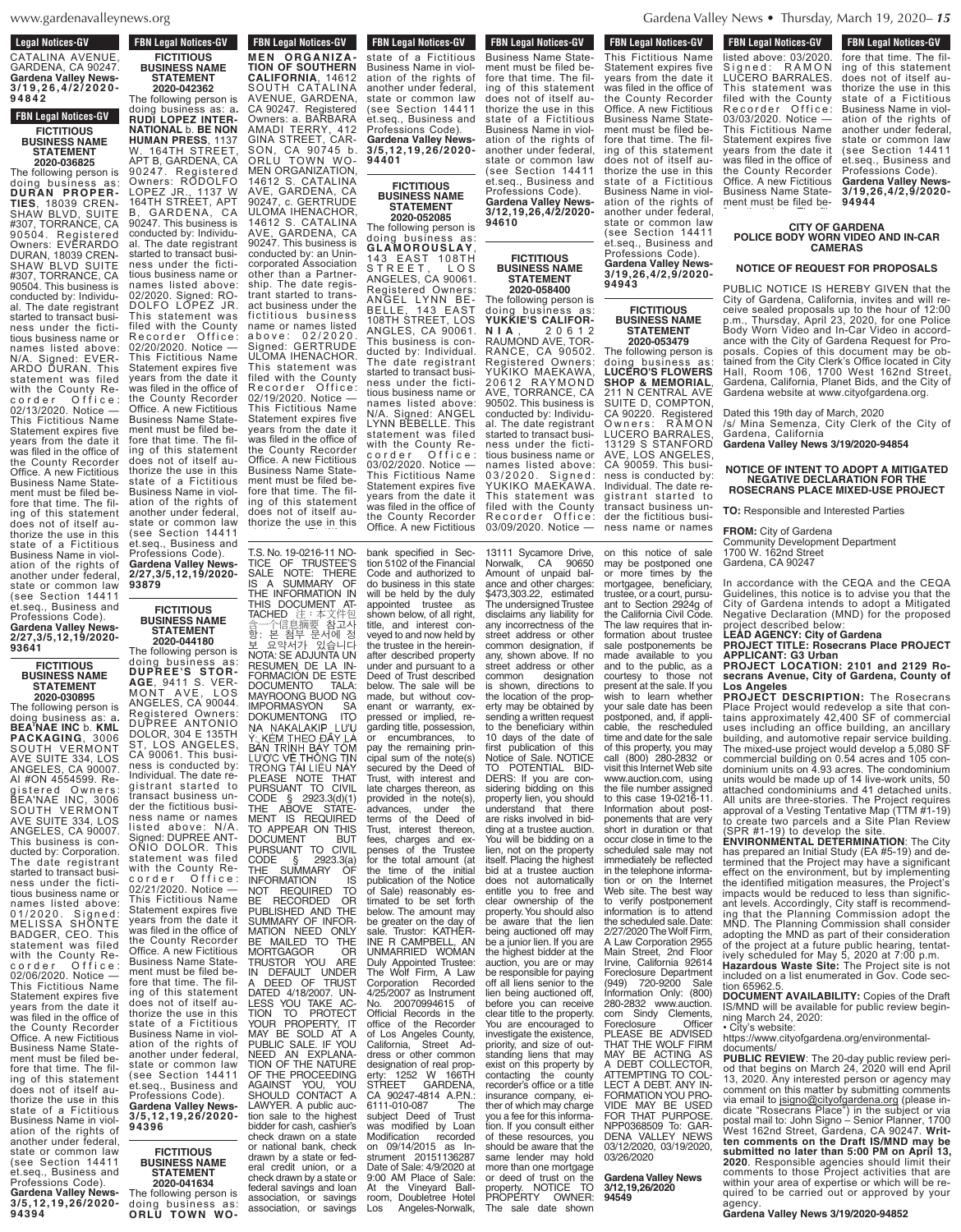CATALINA AVENUE, GARDENA, CA 90247. **Gardena Valley News-3/19,26,4/2/2020-94842**

**FBN Legal Notices-GV**

**FICTITIOUS BUSINESS NAME STATEMENT 2020-036825**

The following person is doing business as: **DURAN PROPERTIES**, 18039 CRENSHAW BLVD, SUITE #307, TORRANCE, CA 90504. Registered Owners: EVERARDO DURAN, 18039 CRENSHAW BLVD SUITE #307, TORRANCE, CA 90504. This business is conducted by: Individual. The date registrant started to transact business under the fictitious business name or names listed above: N/A. Signed: EVERARDO DURAN. This statement was filed with the County Recorder Office: 02/13/2020. Notice — This Fictitious Name Statement expires five years from the date it was filed in the office of the County Recorder Office. A new Fictitious Business Name Statement must be filed before that time. The filing of this statement does not of itself authorize the use in this state of a Fictitious Business Name in violation of the rights of another under federal, state or common law (see Section 14411 et.seq., Business and Professions Code). **Gardena Valley News-2/27,3/5,12,19/2020-93641**

**FICTITIOUS BUSINESS NAME STATEMENT 2020-030895**

The following person is doing business as: a. **BEA'NAE INC** b. **KML PACKAGING**, 3006 SOUTH VERMONT AVE SUITE 334, LOS ANGELES, CA 90007. AI #ON 4554599. Registered Owners: BEA'NAE INC, 3006 SOUTH VERMONT AVE SUITE 334, LOS ANGELES, CA 90007. This business is conducted by: Corporation. The date registrant started to transact business under the fictitious business name or names listed above: 01/2020. Signed: MELISSA SHONTE BADGER, CEO. This statement was filed with the County Recorder Office: 02/06/2020. Notice — This Fictitious Name Statement expires five years from the date it was filed in the office of the County Recorder Office. A new Fictitious Business Name Statement must be filed before that time. The filing of this statement does not of itself authorize the use in this state of a Fictitious Business Name in violation of the rights of another under federal, state or common law (see Section 14411 et.seq., Business and Professions Code). **Gardena Valley News-3/5,12,19,26/2020-94394**

**FBN Legal Notices-GV**

**FICTITIOUS BUSINESS NAME STATEMENT 2020-042362**

The following person is doing business as: a. **RUDI LOPEZ INTERNATIONAL** b. **BE NON HUMAN PRESS**, 1137 W. 164TH STREET, APT B, GARDENA, CA 90247. Registered Owners: RODOLFO LOPEZ JR., 1137 W 164TH STREET, APT B, GARDENA, CA 90247. This business is conducted by: Individual. The date registrant started to transact business under the fictitious business name or names listed above: 02/2020. Signed: RODOLFO LOPEZ JR. This statement was filed with the County Recorder Office: 02/20/2020. Notice — This Fictitious Name Statement expires five years from the date it was filed in the office of the County Recorder Office. A new Fictitious Business Name Statement must be filed before that time. The filing of this statement does not of itself authorize the use in this state of a Fictitious Business Name in violation of the rights of another under federal, state or common law (see Section 14411 et.seq., Business and Professions Code). **Gardena Valley News-2/27,3/5,12,19/2020-93879**

**FICTITIOUS BUSINESS NAME STATEMENT 2020-044180**

The following person is doing business as: **DUPREE'S STORAGE**, 9411 S. VERMONT AVE, LOS ANGELES, CA 90044. Registered Owners: DUPREE ANTONIO DOLOR, 304 E 135TH ST, LOS ANGELES, CA 90061. This business is conducted by: Individual. The date registrant started to transact business under the fictitious business name or names listed above: N/A. Signed: DUPREE ANTONIO DOLOR. This statement was filed with the County Recorder Office: 02/21/2020. Notice — This Fictitious Name Statement expires five years from the date it was filed in the office of the County Recorder Office. A new Fictitious Business Name Statement must be filed before that time. The filing of this statement does not of itself authorize the use in this state of a Fictitious Business Name in violation of the rights of another under federal, state or common law (see Section 14411 et.seq., Business and Professions Code). **Gardena Valley News-3/5,12,19,26/2020-94396**

**FICTITIOUS BUSINESS NAME STATEMENT 2020-041634**

The following person is doing business as: **ORLU TOWN WOMEN ORGANIZATION OF SOUTHERN CALIFORNIA**, 14612 SOUTH CATALINA AVENUE, GARDENA, CA 90247. Registered Owners: a. BARBARA AMADI TERRY, 412 GINA STREET, CARSON, CA 90745 b. ORLU TOWN WOMEN ORGANIZATION, 14612 S. CATALINA AVE, GARDENA, CA 90247, c. GERTRUDE ULOMA IHENACHOR, 14612 S. CATALINA AVE, GARDENA, CA 90247. This business is conducted by: an Unincorporated Association other than a Partnership. The date registrant started to transact business under the fictitious business name or names listed above: 02/2020. Signed: GERTRUDE ULOMA IHENACHOR. This statement was filed with the County Recorder Office: 02/19/2020. Notice — This Fictitious Name Statement expires five years from the date it was filed in the office of the County Recorder Office. A new Fictitious Business Name Statement must be filed before that time. The filing of this statement does not of itself authorize the use in this state of a Fictitious Business Name in violation of the rights of another under federal, state or common law (see Section 14411 et.seq., Business and Professions Code). **Gardena Valley News-3/5,12,19,26/2020-94401**

**FICTITIOUS BUSINESS NAME STATEMENT 2020-052085**

The following person is doing business as: **GLAMOROUSLAY**, 143 EAST 108TH STREET, LOS ANGELES, CA 90061. Registered Owners: ANGEL LYNN BEBELLE, 143 EAST 108TH STREET, LOS ANGLES, CA 90061. This business is conducted by: Individual. The date registrant started to transact business under the fictitious business name or names listed above: N/A. Signed: ANGEL LYNN BEBELLE. This statement was filed with the County Recorder Office: 03/02/2020. Notice — This Fictitious Name Statement expires five years from the date it was filed in the office of the County Recorder Office. A new Fictitious Business Name Statement must be filed before that time. The filing of this statement does not of itself authorize the use in this state of a Fictitious Business Name in violation of the rights of another under federal, state or common law (see Section 14411 et.seq., Business and Professions Code). **Gardena Valley News-3/12,19,26,4/2/2020-94610**

**FICTITIOUS BUSINESS NAME STATEMENT 2020-058400**

The following person is doing business as: **YUKKIE'S CALIFORNIA**, 20612 RAUMOND AVE, TORRANCE, CA 90502. Registered Owners: YUKIKO MAEKAWA, 20612 RAYMOND AVE, TORRANCE, CA 90502. This business is conducted by: Individual. The date registrant started to transact business under the fictitious business name or names listed above: 03/2020. Signed: YUKIKO MAEKAWA. This statement was filed with the County Recorder Office: 03/09/2020. Notice — This Fictitious Name Statement expires five years from the date it was filed in the office of the County Recorder Office. A new Fictitious Business Name Statement must be filed before that time. The filing of this statement does not of itself authorize the use in this state of a Fictitious Business Name in violation of the rights of another under federal, state or common law (see Section 14411 et.seq., Business and Professions Code). **Gardena Valley News-3/19,26,4/2,9/2020-94943**

**FICTITIOUS BUSINESS NAME STATEMENT 2020-053479**

The following person is doing business as: **LUCERO'S FLOWERS SHOP & MEMORIAL**, 211 N CENTRAL AVE SUITE D, COMPTON, CA 90220. Registered Owners: RAMON LUCERO BARRALES, 13129 S STANFORD AVE, LOS ANGELES, CA 90059. This business is conducted by: Individual. The date registrant started to transact business under the fictitious business name or names listed above: 03/2020. Signed: RAMON LUCERO BARRALES. This statement was filed with the County Recorder Office: 03/03/2020. Notice — This Fictitious Name Statement expires five years from the date it was filed in the office of the County Recorder Office. A new Fictitious Business Name Statement must be filed before that time. The filing of this statement does not of itself authorize the use in this state of a Fictitious Business Name in violation of the rights of another under federal, state or common law (see Section 14411 et.seq., Business and Professions Code). **Gardena Valley News-3/19,26,4/2,9/2020-94944**

T.S. No. 19-0216-11 NOTICE OF TRUSTEE'S SALE NOTE: THERE IS A SUMMARY OF THE INFORMATION IN THIS DOCUMENT ATTACHED 注：本文件包含一个信息摘要 참고사항: 본 첨부 문서에 정보 요약서가 있습니다 NOTA: SE ADJUNTA UN RESUMEN DE LA INFORMACIÓN DE ESTE DOCUMENTO TALA: MAYROONG BUOD NG IMPORMASYON SA DOKUMENTONG ITO NA NAKALAKIP LƯU Ý: KÈM THEO ĐÂY LÀ BẢN TRÌNH BÀY TÓM LƯỢC VỀ THÔNG TIN TRONG TÀI LIỆU NÀY PLEASE NOTE THAT PURSUANT TO CIVIL CODE § 2923.3(d)(1) THE ABOVE STATEMENT IS REQUIRED TO APPEAR ON THIS DOCUMENT BUT PURSUANT TO CIVIL CODE § 2923.3(a) THE SUMMARY OF INFORMATION IS NOT REQUIRED TO BE RECORDED OR PUBLISHED AND THE SUMMARY OF INFORMATION NEED ONLY BE MAILED TO THE MORTGAGOR OR TRUSTOR YOU ARE IN DEFAULT UNDER A DEED OF TRUST DATED 4/18/2007. UNLESS YOU TAKE ACTION TO PROTECT YOUR PROPERTY, IT MAY BE SOLD AT A PUBLIC SALE. IF YOU NEED AN EXPLANATION OF THE NATURE OF THE PROCEEDING AGAINST YOU, YOU SHOULD CONTACT A LAWYER. A public auction sale to the highest bidder for cash, cashier's check drawn on a state or national bank, check drawn by a state or federal credit union, or a check drawn by a state or federal savings and loan association, or savings bank specified in Section 5102 of the Financial Code and authorized to do business in this state will be held by the duly appointed trustee as shown below, of all right, title, and interest conveyed to and now held by the trustee in the hereinafter described property under and pursuant to a Deed of Trust described below. The sale will be made, but without covenant or warranty, expressed or implied, regarding title, possession, or encumbrances, to pay the remaining principal sum of the note(s) secured by the Deed of Trust, with interest and late charges thereon, as provided in the note(s), advances, under the terms of the Deed of Trust, interest thereon, fees, charges and expenses of the Trustee for the total amount (at the time of the initial publication of the Notice of Sale) reasonably estimated to be set forth below. The amount may be greater on the day of sale. Trustor: KATHERINE R CAMPBELL, AN UNMARRIED WOMAN Duly Appointed Trustee: The Wolf Firm, A Law Corporation Recorded 4/25/2007 as Instrument No. 20070994615 of Official Records in the office of the Recorder of Los Angeles County, California, Street Address or other common designation of real property: 1252 W 166TH STREET GARDENA, CA 90247-4814 A.P.N.: 6111-010-087 The subject Deed of Trust was modified by Loan Modification recorded on 09/14/2015 as Instrument 20151136287 Date of Sale: 4/9/2020 at 9:00 AM Place of Sale: At the Vineyard Ballroom, Doubletree Hotel Los Angeles-Norwalk, 13111 Sycamore Drive, Norwalk, CA 90650 Amount of unpaid balance and other charges: $473,303.22, estimated The undersigned Trustee disclaims any liability for any incorrectness of the street address or other common designation, if any, shown above. If no street address or other common designation is shown, directions to the location of the property may be obtained by sending a written request to the beneficiary within 10 days of the date of first publication of this Notice of Sale. NOTICE TO POTENTIAL BIDDERS: If you are considering bidding on this property lien, you should understand that there are risks involved in bidding at a trustee auction. You will be bidding on a lien, not on the property itself. Placing the highest bid at a trustee auction does not automatically entitle you to free and clear ownership of the property. You should also be aware that the lien being auctioned off may be a junior lien. If you are the highest bidder at the auction, you are or may be responsible for paying off all liens senior to the lien being auctioned off, before you can receive clear title to the property. You are encouraged to investigate the existence, priority, and size of outstanding liens that may exist on this property by contacting the county recorder's office or a title insurance company, either of which may charge you a fee for this information. If you consult either of these resources, you should be aware that the same lender may hold more than one mortgage or deed of trust on the property. NOTICE TO PROPERTY OWNER: The sale date shown on this notice of sale may be postponed one or more times by the mortgagee, beneficiary, trustee, or a court, pursuant to Section 2924g of the California Civil Code. The law requires that information about trustee sale postponements be made available to you and to the public, as a courtesy to those not present at the sale. If you wish to learn whether your sale date has been postponed, and, if applicable, the rescheduled time and date for the sale of this property, you may call (800) 280-2832 or visit this Internet Web site www.auction.com, using the file number assigned to this case 19-0216-11. Information about postponements that are very short in duration or that occur close in time to the scheduled sale may not immediately be reflected in the telephone information or on the Internet Web site. The best way to verify postponement information is to attend the scheduled sale. Date: 2/27/2020 The Wolf Firm, A Law Corporation 2955 Main Street, 2nd Floor Irvine, California 92614 Foreclosure Department (949) 720-9200 Sale Information Only: (800) 280-2832 www.auction.com Sindy Clements, Foreclosure Officer PLEASE BE ADVISED THAT THE WOLF FIRM MAY BE ACTING AS A DEBT COLLECTOR, ATTEMPTING TO COLLECT A DEBT. ANY INFORMATION YOU PROVIDE MAY BE USED FOR THAT PURPOSE. NPP0368509 To: GARDENA VALLEY NEWS 03/12/2020, 03/19/2020, 03/26/2020

**Gardena Valley News 3/12,19,26/2020 94549**

## CITY OF GARDENA POLICE BODY WORN VIDEO AND IN-CAR CAMERAS

### NOTICE OF REQUEST FOR PROPOSALS

PUBLIC NOTICE IS HEREBY GIVEN that the City of Gardena, California, invites and will receive sealed proposals up to the hour of 12:00 p.m., Thursday, April 23, 2020, for one Police Body Worn Video and In-Car Video in accordance with the City of Gardena Request for Proposals. Copies of this document may be obtained from the City Clerk's Office located in City Hall, Room 106, 1700 West 162nd Street, Gardena, California, Planet Bids, and the City of Gardena website at www.cityofgardena.org.

Dated this 19th day of March, 2020
/s/ Mina Semenza, City Clerk of the City of Gardena, California
**Gardena Valley News 3/19/2020-94854**

## NOTICE OF INTENT TO ADOPT A MITIGATED NEGATIVE DECLARATION FOR THE ROSECRANS PLACE MIXED-USE PROJECT

**TO:** Responsible and Interested Parties

**FROM:** City of Gardena
Community Development Department
1700 W. 162nd Street
Gardena, CA 90247

In accordance with the CEQA and the CEQA Guidelines, this notice is to advise you that the City of Gardena intends to adopt a Mitigated Negative Declaration (MND) for the proposed project described below:

**LEAD AGENCY: City of Gardena**
**PROJECT TITLE: Rosecrans Place PROJECT**
**APPLICANT: G3 Urban**
**PROJECT LOCATION: 2101 and 2129 Rosecrans Avenue, City of Gardena, County of Los Angeles**

**PROJECT DESCRIPTION:** The Rosecrans Place Project would redevelop a site that contains approximately 42,400 SF of commercial uses including an office building, an ancillary building, and automotive repair service building. The mixed-use project would develop a 5,080 SF commercial building on 0.54 acres and 105 condominium units on 4.93 acres. The condominium units would be made up of 14 live-work units, 50 attached condominiums and 41 detached units. All units are three-stories. The Project requires approval of a Vesting Tentative Map (TTM #1-19) to create two parcels and a Site Plan Review (SPR #1-19) to develop the site.

**ENVIRONMENTAL DETERMINATION:** The City has prepared an Initial Study (EA #5-19) and determined that the Project may have a significant effect on the environment, but by implementing the identified mitigation measures, the Project's impacts would be reduced to less than significant levels. Accordingly, City staff is recommending that the Planning Commission adopt the MND. The Planning Commission shall consider adopting the MND as part of their consideration of the project at a future public hearing, tentatively scheduled for May 5, 2020 at 7:00 p.m.

**Hazardous Waste Site:** The Project site is not included on a list enumerated in Gov. Code section 65962.5.

**DOCUMENT AVAILABILITY:** Copies of the Draft IS/MND will be available for public review beginning March 24, 2020:

• City's website:
https://www.cityofgardena.org/environmental-documents/

**PUBLIC REVIEW**: The 20-day public review period that begins on March 24, 2020 will end April 13, 2020. Any interested person or agency may comment on this matter by submitting comments via email to jsigno@cityofgardena.org (please indicate "Rosecrans Place") in the subject or via postal mail to: John Signo – Senior Planner, 1700 West 162nd Street, Gardena, CA 90247. **Written comments on the Draft IS/MND may be submitted no later than 5:00 PM on April 13, 2020.** Responsible agencies should limit their comments to those Project activities that are within your area of expertise or which will be required to be carried out or approved by your agency.

**Gardena Valley News 3/19/2020-94852**